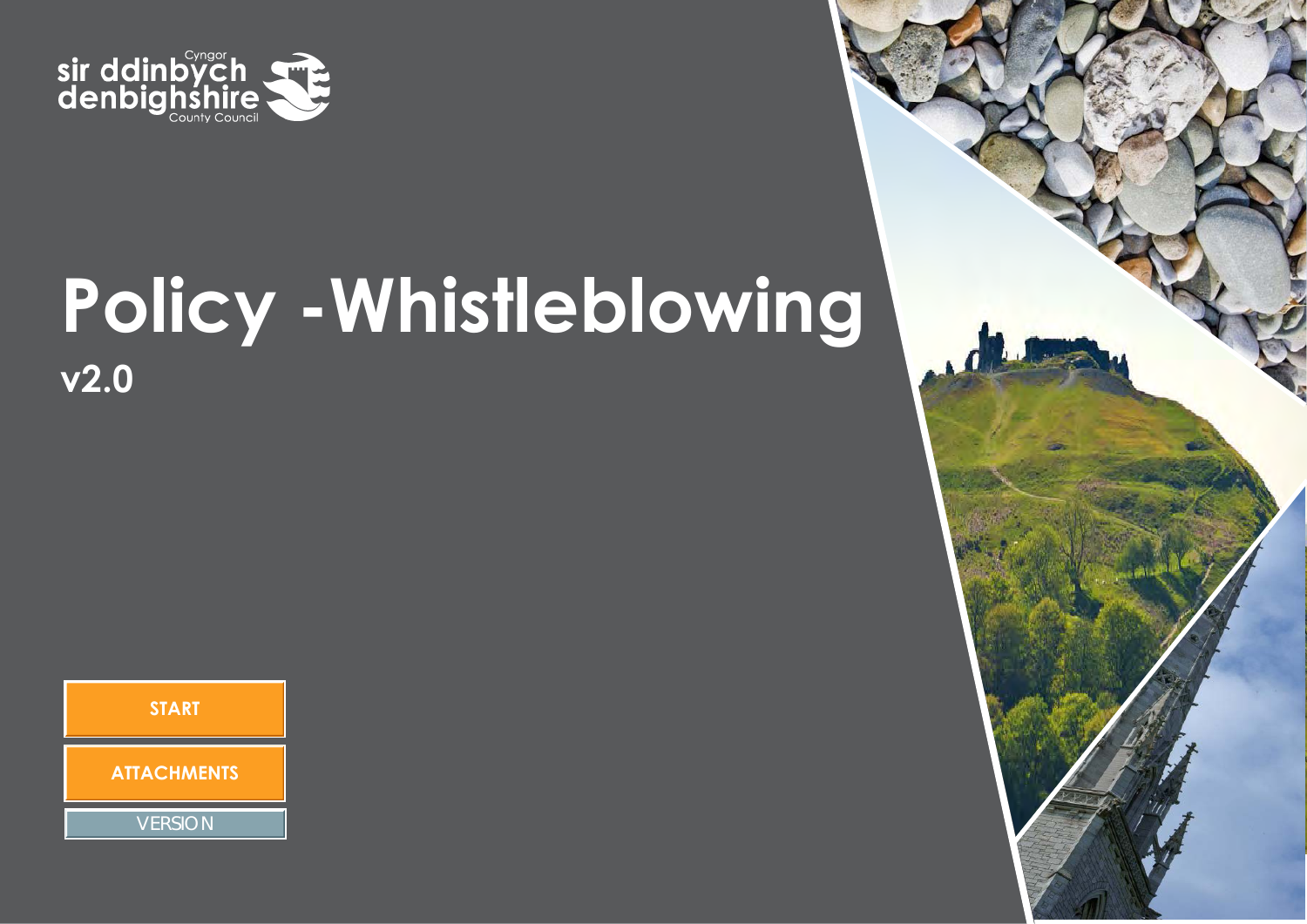Cyngor
sir ddinbych
denbighshire
County Council

# Policy -Whistleblowing

**v2.0**

START

ATTACHMENTS

VERSION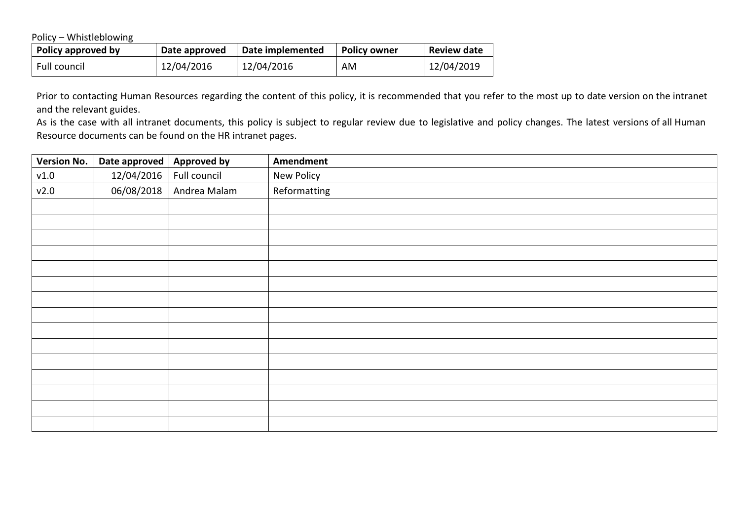Policy – Whistleblowing

| Policy approved by | Date approved | Date implemented | Policy owner | Review date |
|---|---|---|---|---|
| Full council | 12/04/2016 | 12/04/2016 | AM | 12/04/2019 |

Prior to contacting Human Resources regarding the content of this policy, it is recommended that you refer to the most up to date version on the intranet and the relevant guides.

As is the case with all intranet documents, this policy is subject to regular review due to legislative and policy changes. The latest versions of all Human Resource documents can be found on the HR intranet pages.

| Version No. | Date approved | Approved by | Amendment |
|---|---|---|---|
| v1.0 | 12/04/2016 | Full council | New Policy |
| v2.0 | 06/08/2018 | Andrea Malam | Reformatting |
| | | | |
| | | | |
| | | | |
| | | | |
| | | | |
| | | | |
| | | | |
| | | | |
| | | | |
| | | | |
| | | | |
| | | | |
| | | | |
| | | | |
| | | | |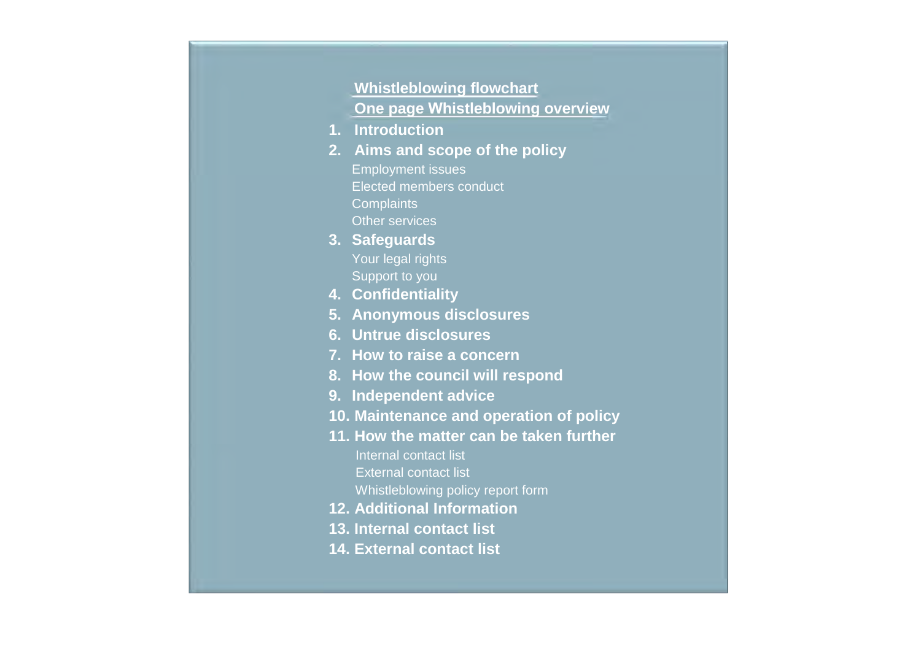**Whistleblowing flowchart**

**One page Whistleblowing overview**

1. **Introduction**
2. **Aims and scope of the policy**
   - Employment issues
   - Elected members conduct
   - Complaints
   - Other services
3. **Safeguards**
   - Your legal rights
   - Support to you
4. **Confidentiality**
5. **Anonymous disclosures**
6. **Untrue disclosures**
7. **How to raise a concern**
8. **How the council will respond**
9. **Independent advice**
10. **Maintenance and operation of policy**
11. **How the matter can be taken further**
    - Internal contact list
    - External contact list
    - Whistleblowing policy report form
12. **Additional Information**
13. **Internal contact list**
14. **External contact list**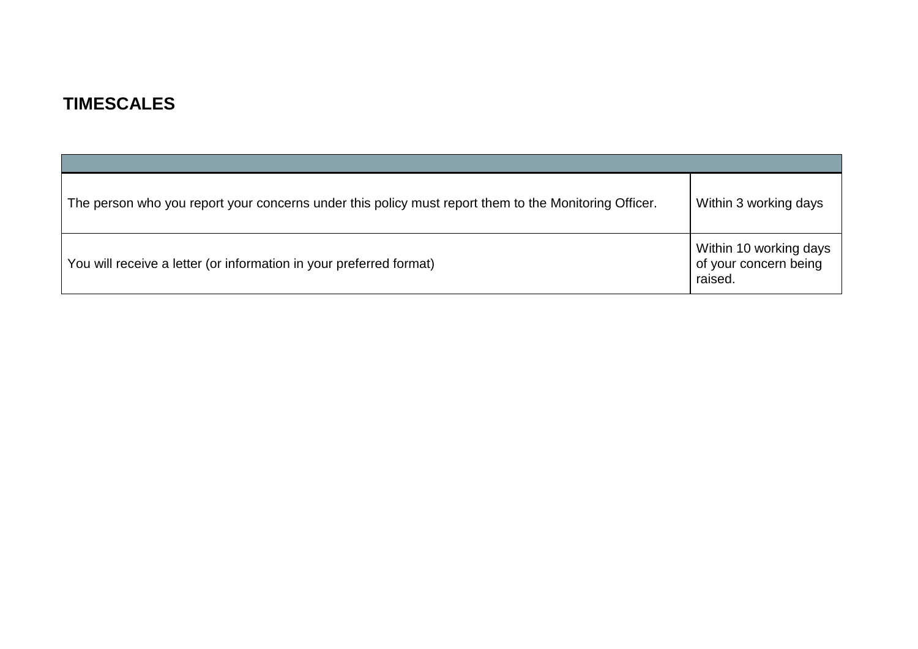## TIMESCALES

| | |
|---|---|
| The person who you report your concerns under this policy must report them to the Monitoring Officer. | Within 3 working days |
| You will receive a letter (or information in your preferred format) | Within 10 working days of your concern being raised. |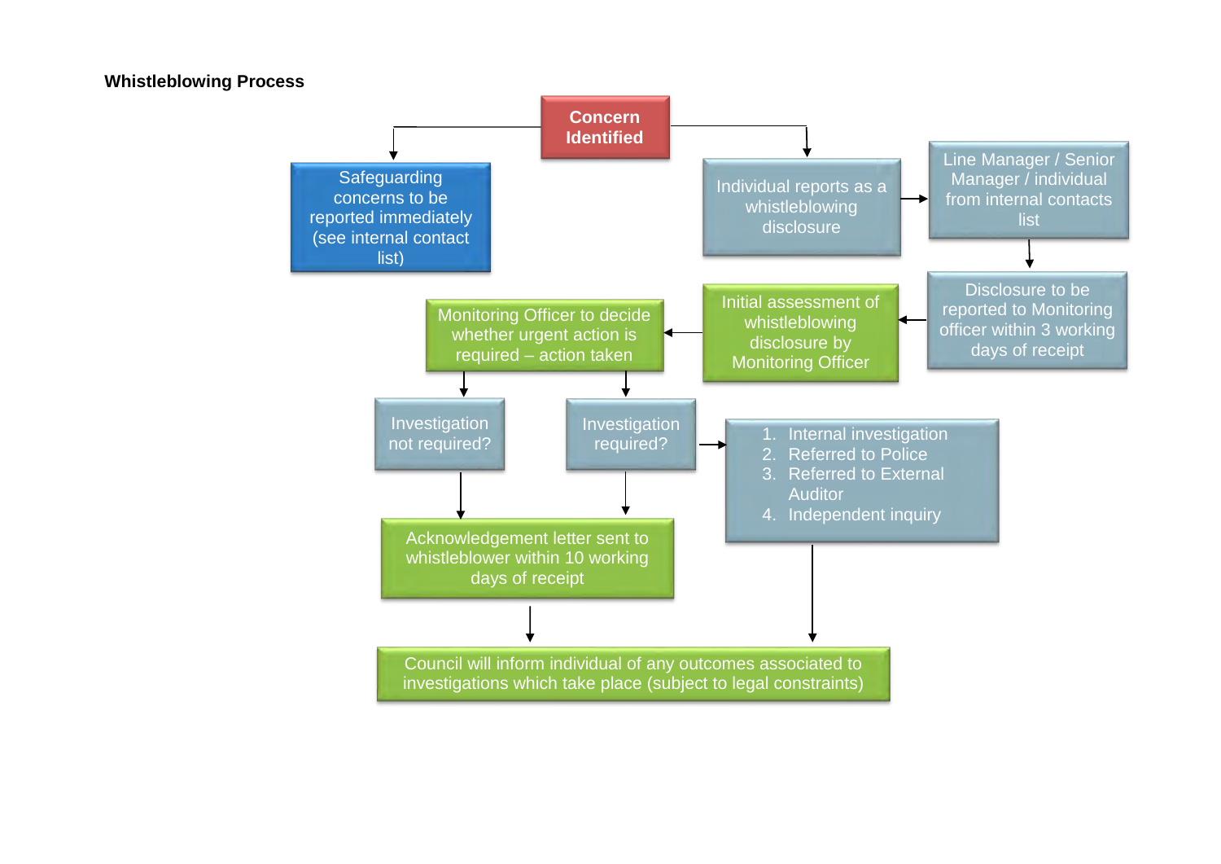**Whistleblowing Process**

Concern Identified

Safeguarding concerns to be reported immediately (see internal contact list)

Individual reports as a whistleblowing disclosure

Line Manager / Senior Manager / individual from internal contacts list

Disclosure to be reported to Monitoring officer within 3 working days of receipt

Initial assessment of whistleblowing disclosure by Monitoring Officer

Monitoring Officer to decide whether urgent action is required – action taken

Investigation not required?

Investigation required?

1. Internal investigation
2. Referred to Police
3. Referred to External Auditor
4. Independent inquiry

Acknowledgement letter sent to whistleblower within 10 working days of receipt

Council will inform individual of any outcomes associated to investigations which take place (subject to legal constraints)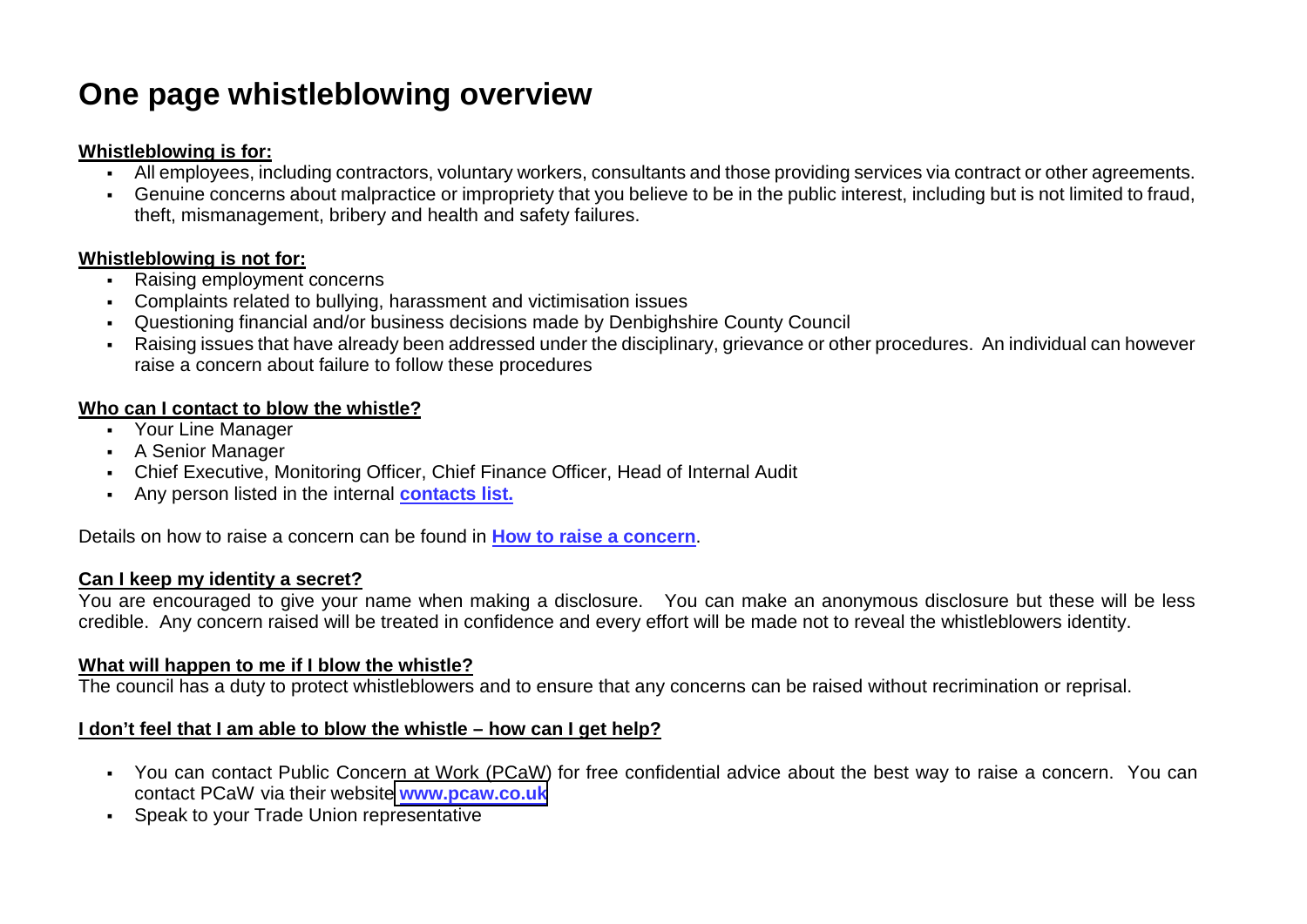# One page whistleblowing overview

**Whistleblowing is for:**

- All employees, including contractors, voluntary workers, consultants and those providing services via contract or other agreements.
- Genuine concerns about malpractice or impropriety that you believe to be in the public interest, including but is not limited to fraud, theft, mismanagement, bribery and health and safety failures.

**Whistleblowing is not for:**

- Raising employment concerns
- Complaints related to bullying, harassment and victimisation issues
- Questioning financial and/or business decisions made by Denbighshire County Council
- Raising issues that have already been addressed under the disciplinary, grievance or other procedures. An individual can however raise a concern about failure to follow these procedures

**Who can I contact to blow the whistle?**

- Your Line Manager
- A Senior Manager
- Chief Executive, Monitoring Officer, Chief Finance Officer, Head of Internal Audit
- Any person listed in the internal **contacts list.**

Details on how to raise a concern can be found in **How to raise a concern**.

**Can I keep my identity a secret?**

You are encouraged to give your name when making a disclosure. You can make an anonymous disclosure but these will be less credible. Any concern raised will be treated in confidence and every effort will be made not to reveal the whistleblowers identity.

**What will happen to me if I blow the whistle?**

The council has a duty to protect whistleblowers and to ensure that any concerns can be raised without recrimination or reprisal.

**I don't feel that I am able to blow the whistle – how can I get help?**

- You can contact Public Concern at Work (PCaW) for free confidential advice about the best way to raise a concern. You can contact PCaW via their website **www.pcaw.co.uk**
- Speak to your Trade Union representative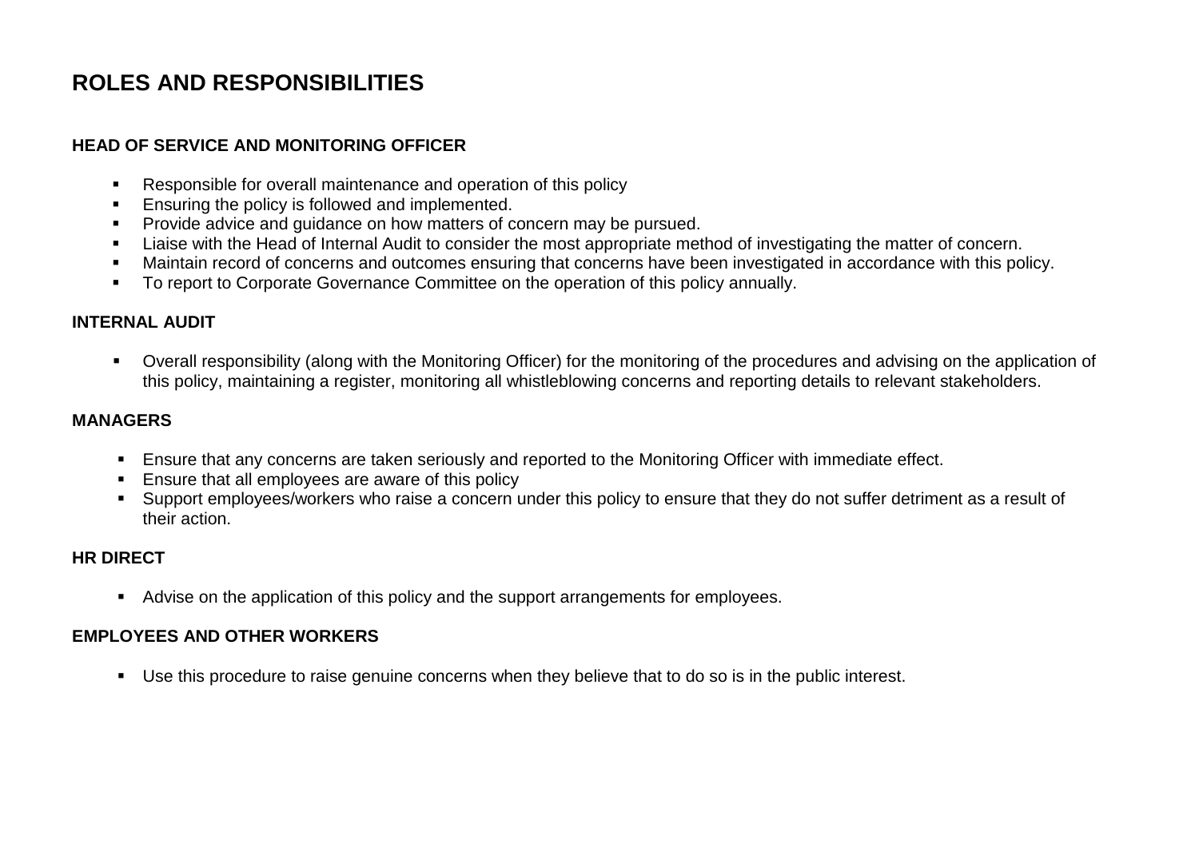# ROLES AND RESPONSIBILITIES

### HEAD OF SERVICE AND MONITORING OFFICER

- Responsible for overall maintenance and operation of this policy
- Ensuring the policy is followed and implemented.
- Provide advice and guidance on how matters of concern may be pursued.
- Liaise with the Head of Internal Audit to consider the most appropriate method of investigating the matter of concern.
- Maintain record of concerns and outcomes ensuring that concerns have been investigated in accordance with this policy.
- To report to Corporate Governance Committee on the operation of this policy annually.

### INTERNAL AUDIT

- Overall responsibility (along with the Monitoring Officer) for the monitoring of the procedures and advising on the application of this policy, maintaining a register, monitoring all whistleblowing concerns and reporting details to relevant stakeholders.

### MANAGERS

- Ensure that any concerns are taken seriously and reported to the Monitoring Officer with immediate effect.
- Ensure that all employees are aware of this policy
- Support employees/workers who raise a concern under this policy to ensure that they do not suffer detriment as a result of their action.

### HR DIRECT

- Advise on the application of this policy and the support arrangements for employees.

### EMPLOYEES AND OTHER WORKERS

- Use this procedure to raise genuine concerns when they believe that to do so is in the public interest.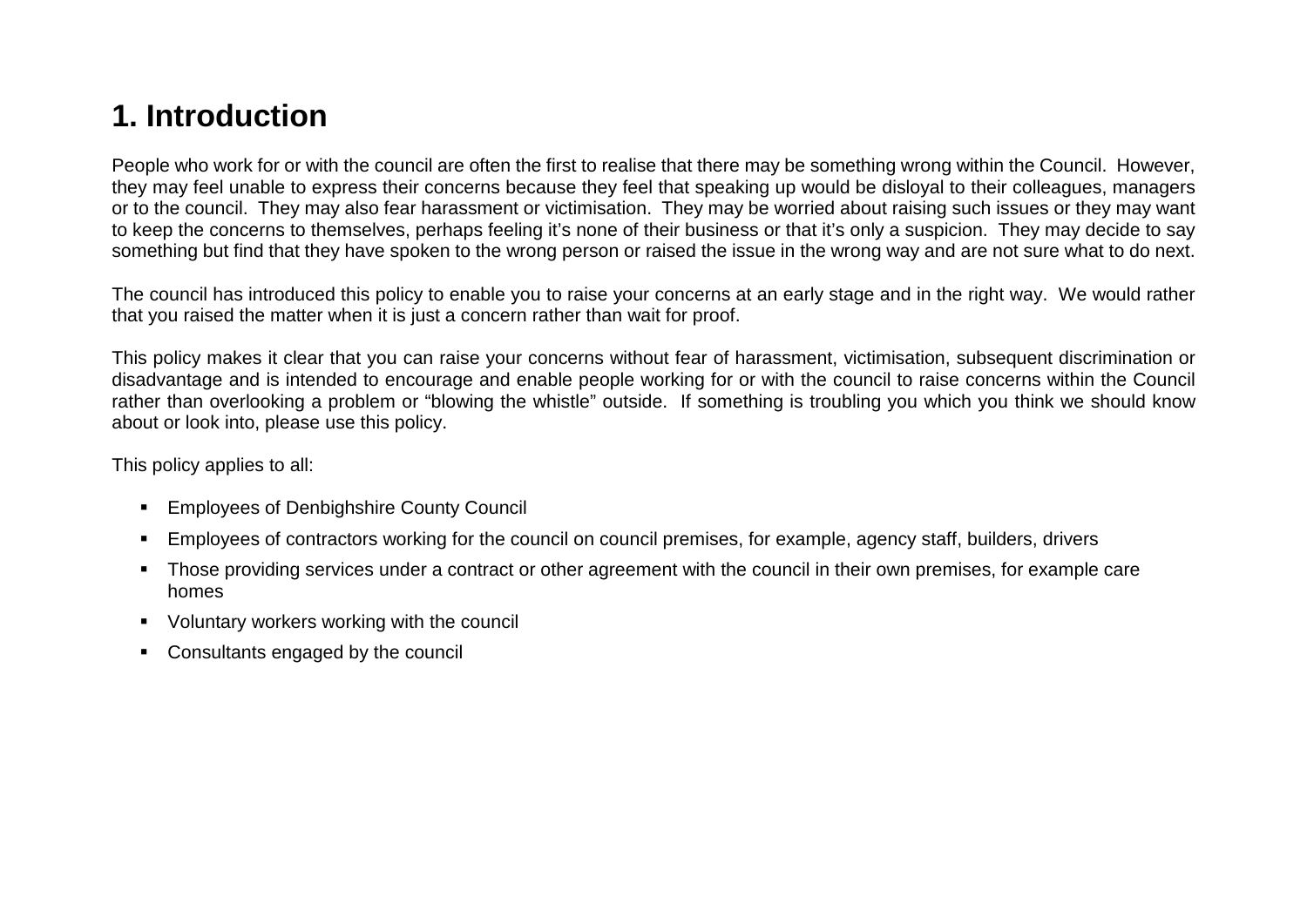# 1. Introduction

People who work for or with the council are often the first to realise that there may be something wrong within the Council. However, they may feel unable to express their concerns because they feel that speaking up would be disloyal to their colleagues, managers or to the council. They may also fear harassment or victimisation. They may be worried about raising such issues or they may want to keep the concerns to themselves, perhaps feeling it's none of their business or that it's only a suspicion. They may decide to say something but find that they have spoken to the wrong person or raised the issue in the wrong way and are not sure what to do next.

The council has introduced this policy to enable you to raise your concerns at an early stage and in the right way. We would rather that you raised the matter when it is just a concern rather than wait for proof.

This policy makes it clear that you can raise your concerns without fear of harassment, victimisation, subsequent discrimination or disadvantage and is intended to encourage and enable people working for or with the council to raise concerns within the Council rather than overlooking a problem or "blowing the whistle" outside. If something is troubling you which you think we should know about or look into, please use this policy.

This policy applies to all:

- Employees of Denbighshire County Council
- Employees of contractors working for the council on council premises, for example, agency staff, builders, drivers
- Those providing services under a contract or other agreement with the council in their own premises, for example care homes
- Voluntary workers working with the council
- Consultants engaged by the council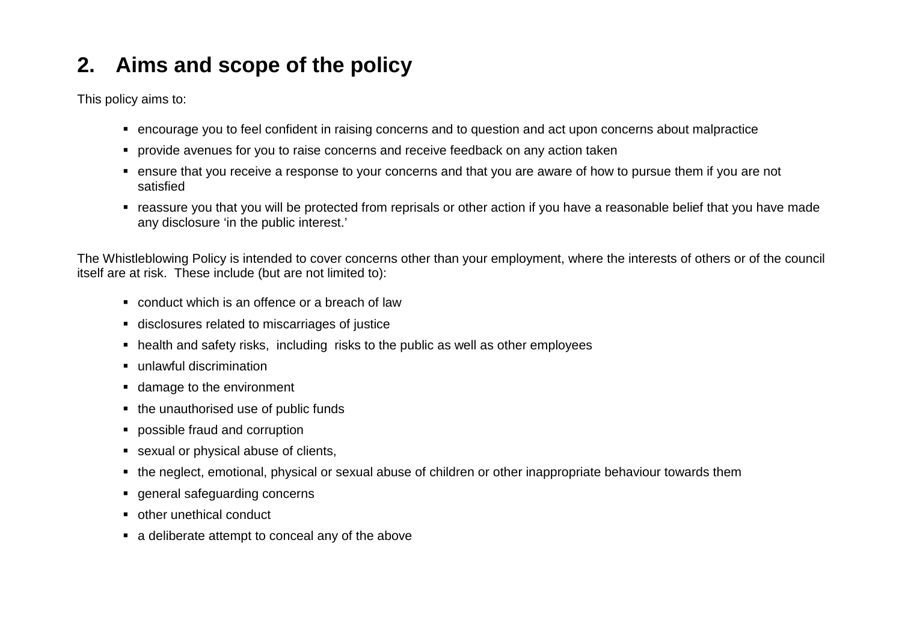## 2. Aims and scope of the policy

This policy aims to:

- encourage you to feel confident in raising concerns and to question and act upon concerns about malpractice
- provide avenues for you to raise concerns and receive feedback on any action taken
- ensure that you receive a response to your concerns and that you are aware of how to pursue them if you are not satisfied
- reassure you that you will be protected from reprisals or other action if you have a reasonable belief that you have made any disclosure 'in the public interest.'

The Whistleblowing Policy is intended to cover concerns other than your employment, where the interests of others or of the council itself are at risk. These include (but are not limited to):

- conduct which is an offence or a breach of law
- disclosures related to miscarriages of justice
- health and safety risks, including risks to the public as well as other employees
- unlawful discrimination
- damage to the environment
- the unauthorised use of public funds
- possible fraud and corruption
- sexual or physical abuse of clients,
- the neglect, emotional, physical or sexual abuse of children or other inappropriate behaviour towards them
- general safeguarding concerns
- other unethical conduct
- a deliberate attempt to conceal any of the above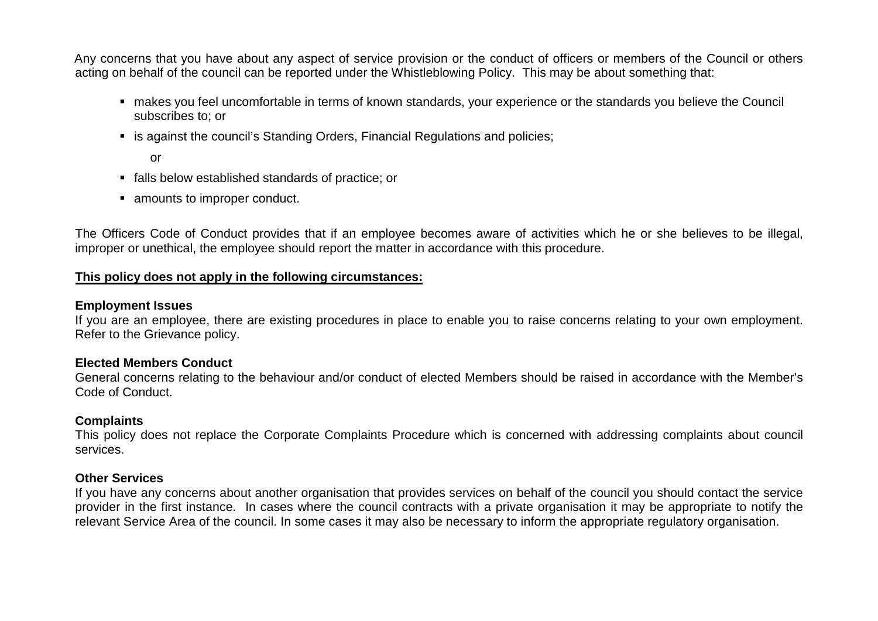Any concerns that you have about any aspect of service provision or the conduct of officers or members of the Council or others acting on behalf of the council can be reported under the Whistleblowing Policy. This may be about something that:

- makes you feel uncomfortable in terms of known standards, your experience or the standards you believe the Council subscribes to; or
- is against the council's Standing Orders, Financial Regulations and policies;

  or
- falls below established standards of practice; or
- amounts to improper conduct.

The Officers Code of Conduct provides that if an employee becomes aware of activities which he or she believes to be illegal, improper or unethical, the employee should report the matter in accordance with this procedure.

**<u>This policy does not apply in the following circumstances:</u>**

**Employment Issues**
If you are an employee, there are existing procedures in place to enable you to raise concerns relating to your own employment. Refer to the Grievance policy.

**Elected Members Conduct**
General concerns relating to the behaviour and/or conduct of elected Members should be raised in accordance with the Member's Code of Conduct.

**Complaints**
This policy does not replace the Corporate Complaints Procedure which is concerned with addressing complaints about council services.

**Other Services**
If you have any concerns about another organisation that provides services on behalf of the council you should contact the service provider in the first instance. In cases where the council contracts with a private organisation it may be appropriate to notify the relevant Service Area of the council. In some cases it may also be necessary to inform the appropriate regulatory organisation.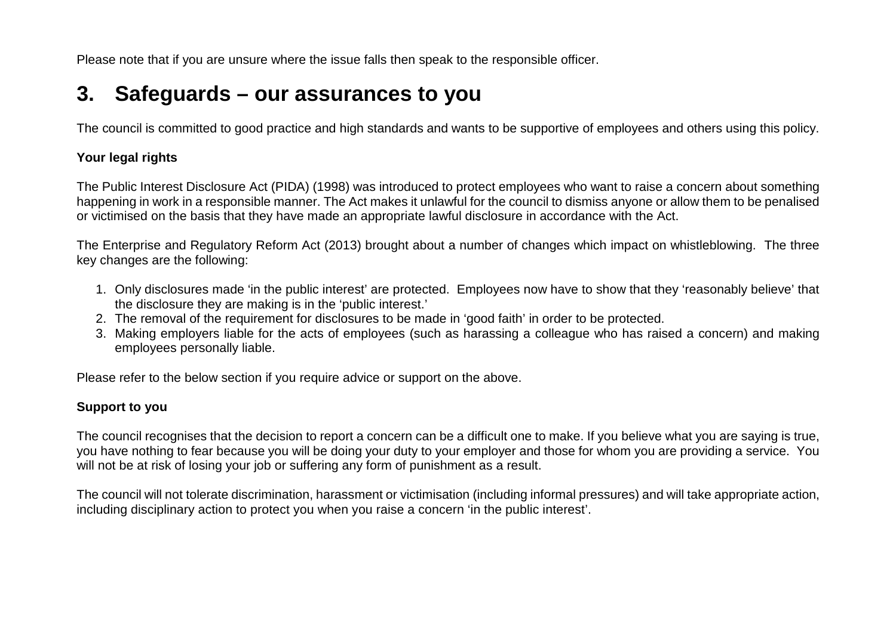Please note that if you are unsure where the issue falls then speak to the responsible officer.

## 3. Safeguards – our assurances to you

The council is committed to good practice and high standards and wants to be supportive of employees and others using this policy.

**Your legal rights**

The Public Interest Disclosure Act (PIDA) (1998) was introduced to protect employees who want to raise a concern about something happening in work in a responsible manner. The Act makes it unlawful for the council to dismiss anyone or allow them to be penalised or victimised on the basis that they have made an appropriate lawful disclosure in accordance with the Act.

The Enterprise and Regulatory Reform Act (2013) brought about a number of changes which impact on whistleblowing. The three key changes are the following:

1. Only disclosures made 'in the public interest' are protected. Employees now have to show that they 'reasonably believe' that the disclosure they are making is in the 'public interest.'
2. The removal of the requirement for disclosures to be made in 'good faith' in order to be protected.
3. Making employers liable for the acts of employees (such as harassing a colleague who has raised a concern) and making employees personally liable.

Please refer to the below section if you require advice or support on the above.

**Support to you**

The council recognises that the decision to report a concern can be a difficult one to make. If you believe what you are saying is true, you have nothing to fear because you will be doing your duty to your employer and those for whom you are providing a service. You will not be at risk of losing your job or suffering any form of punishment as a result.

The council will not tolerate discrimination, harassment or victimisation (including informal pressures) and will take appropriate action, including disciplinary action to protect you when you raise a concern 'in the public interest'.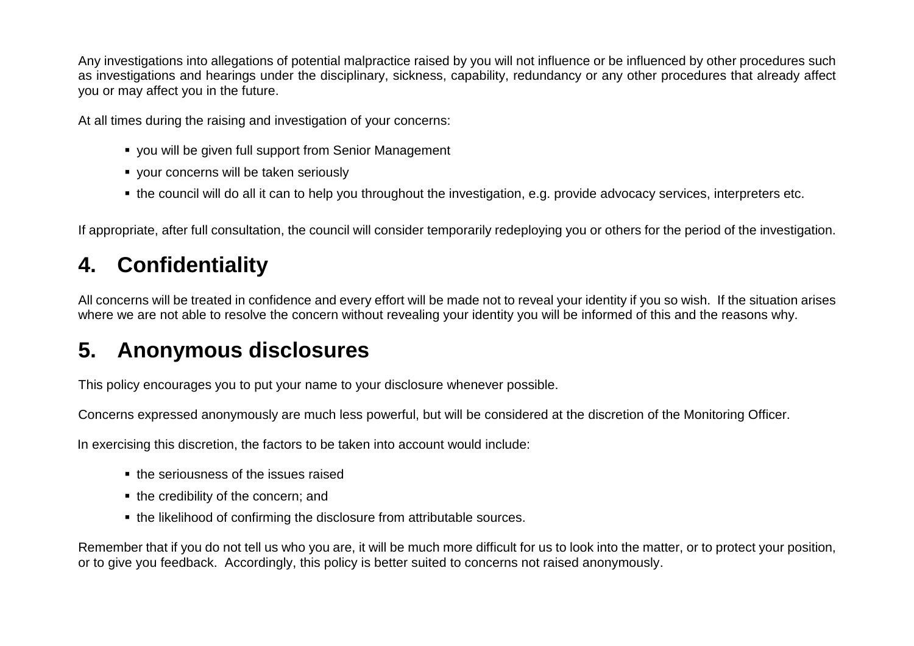Any investigations into allegations of potential malpractice raised by you will not influence or be influenced by other procedures such as investigations and hearings under the disciplinary, sickness, capability, redundancy or any other procedures that already affect you or may affect you in the future.

At all times during the raising and investigation of your concerns:

- you will be given full support from Senior Management
- your concerns will be taken seriously
- the council will do all it can to help you throughout the investigation, e.g. provide advocacy services, interpreters etc.

If appropriate, after full consultation, the council will consider temporarily redeploying you or others for the period of the investigation.

## 4. Confidentiality

All concerns will be treated in confidence and every effort will be made not to reveal your identity if you so wish. If the situation arises where we are not able to resolve the concern without revealing your identity you will be informed of this and the reasons why.

## 5. Anonymous disclosures

This policy encourages you to put your name to your disclosure whenever possible.

Concerns expressed anonymously are much less powerful, but will be considered at the discretion of the Monitoring Officer.

In exercising this discretion, the factors to be taken into account would include:

- the seriousness of the issues raised
- the credibility of the concern; and
- the likelihood of confirming the disclosure from attributable sources.

Remember that if you do not tell us who you are, it will be much more difficult for us to look into the matter, or to protect your position, or to give you feedback. Accordingly, this policy is better suited to concerns not raised anonymously.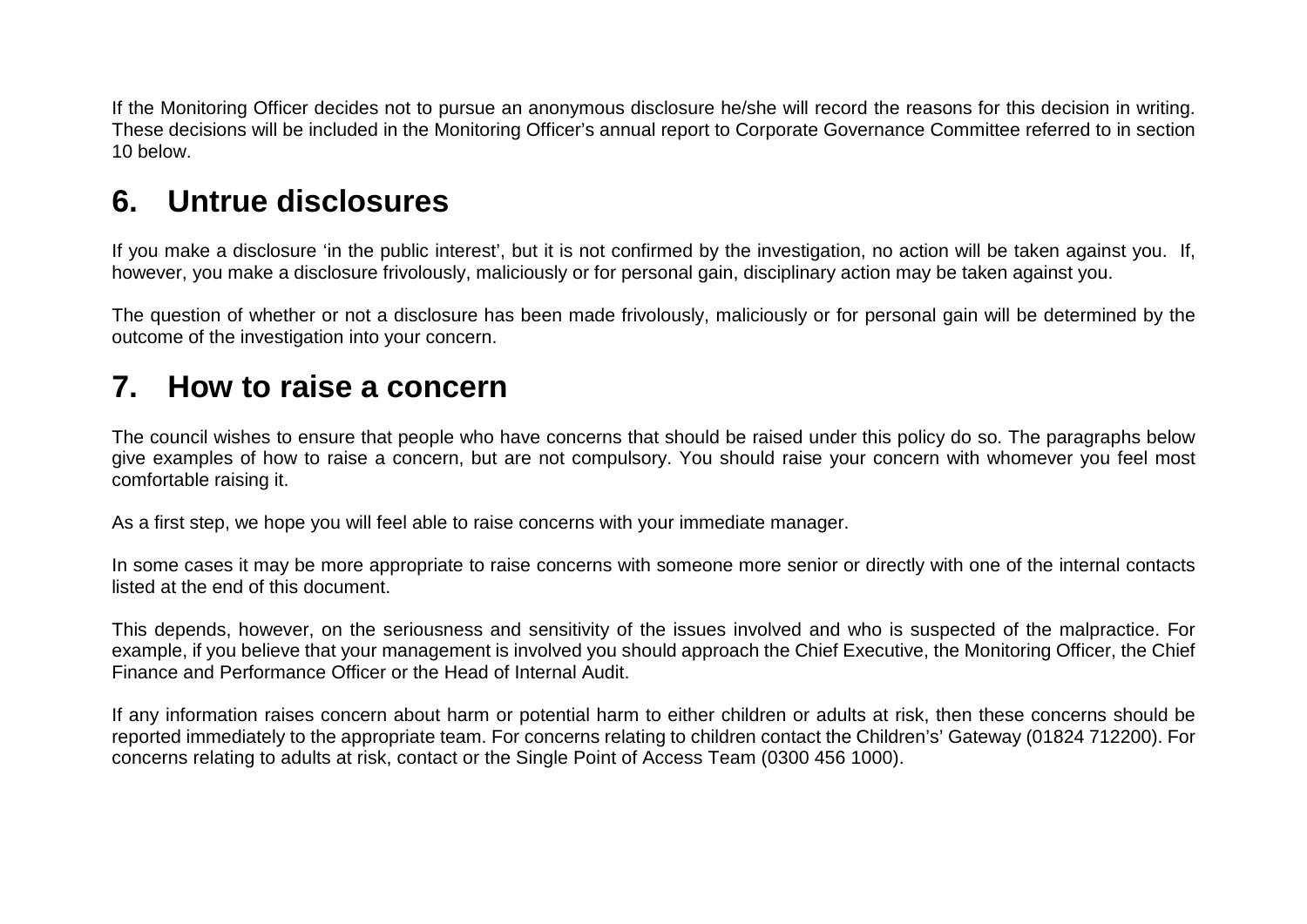If the Monitoring Officer decides not to pursue an anonymous disclosure he/she will record the reasons for this decision in writing. These decisions will be included in the Monitoring Officer's annual report to Corporate Governance Committee referred to in section 10 below.

## 6. Untrue disclosures

If you make a disclosure 'in the public interest', but it is not confirmed by the investigation, no action will be taken against you. If, however, you make a disclosure frivolously, maliciously or for personal gain, disciplinary action may be taken against you.

The question of whether or not a disclosure has been made frivolously, maliciously or for personal gain will be determined by the outcome of the investigation into your concern.

## 7. How to raise a concern

The council wishes to ensure that people who have concerns that should be raised under this policy do so. The paragraphs below give examples of how to raise a concern, but are not compulsory. You should raise your concern with whomever you feel most comfortable raising it.

As a first step, we hope you will feel able to raise concerns with your immediate manager.

In some cases it may be more appropriate to raise concerns with someone more senior or directly with one of the internal contacts listed at the end of this document.

This depends, however, on the seriousness and sensitivity of the issues involved and who is suspected of the malpractice. For example, if you believe that your management is involved you should approach the Chief Executive, the Monitoring Officer, the Chief Finance and Performance Officer or the Head of Internal Audit.

If any information raises concern about harm or potential harm to either children or adults at risk, then these concerns should be reported immediately to the appropriate team. For concerns relating to children contact the Children's' Gateway (01824 712200). For concerns relating to adults at risk, contact or the Single Point of Access Team (0300 456 1000).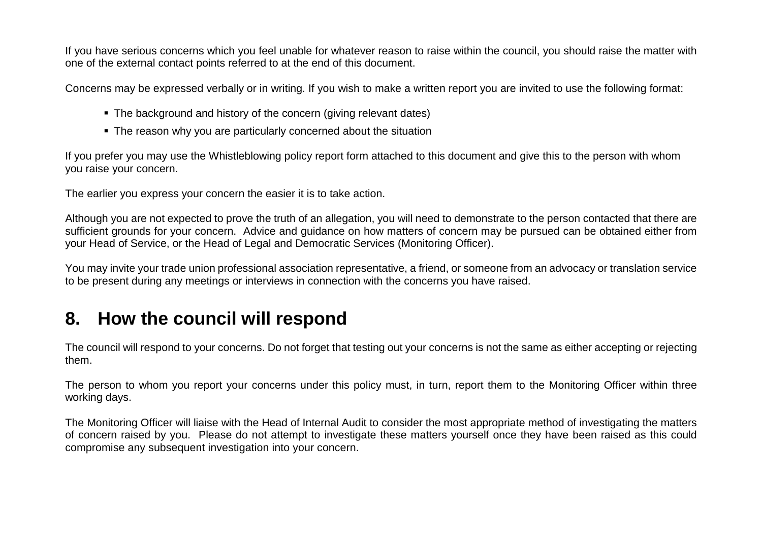If you have serious concerns which you feel unable for whatever reason to raise within the council, you should raise the matter with one of the external contact points referred to at the end of this document.

Concerns may be expressed verbally or in writing. If you wish to make a written report you are invited to use the following format:

- The background and history of the concern (giving relevant dates)
- The reason why you are particularly concerned about the situation

If you prefer you may use the Whistleblowing policy report form attached to this document and give this to the person with whom you raise your concern.

The earlier you express your concern the easier it is to take action.

Although you are not expected to prove the truth of an allegation, you will need to demonstrate to the person contacted that there are sufficient grounds for your concern. Advice and guidance on how matters of concern may be pursued can be obtained either from your Head of Service, or the Head of Legal and Democratic Services (Monitoring Officer).

You may invite your trade union professional association representative, a friend, or someone from an advocacy or translation service to be present during any meetings or interviews in connection with the concerns you have raised.

## 8. How the council will respond

The council will respond to your concerns. Do not forget that testing out your concerns is not the same as either accepting or rejecting them.

The person to whom you report your concerns under this policy must, in turn, report them to the Monitoring Officer within three working days.

The Monitoring Officer will liaise with the Head of Internal Audit to consider the most appropriate method of investigating the matters of concern raised by you. Please do not attempt to investigate these matters yourself once they have been raised as this could compromise any subsequent investigation into your concern.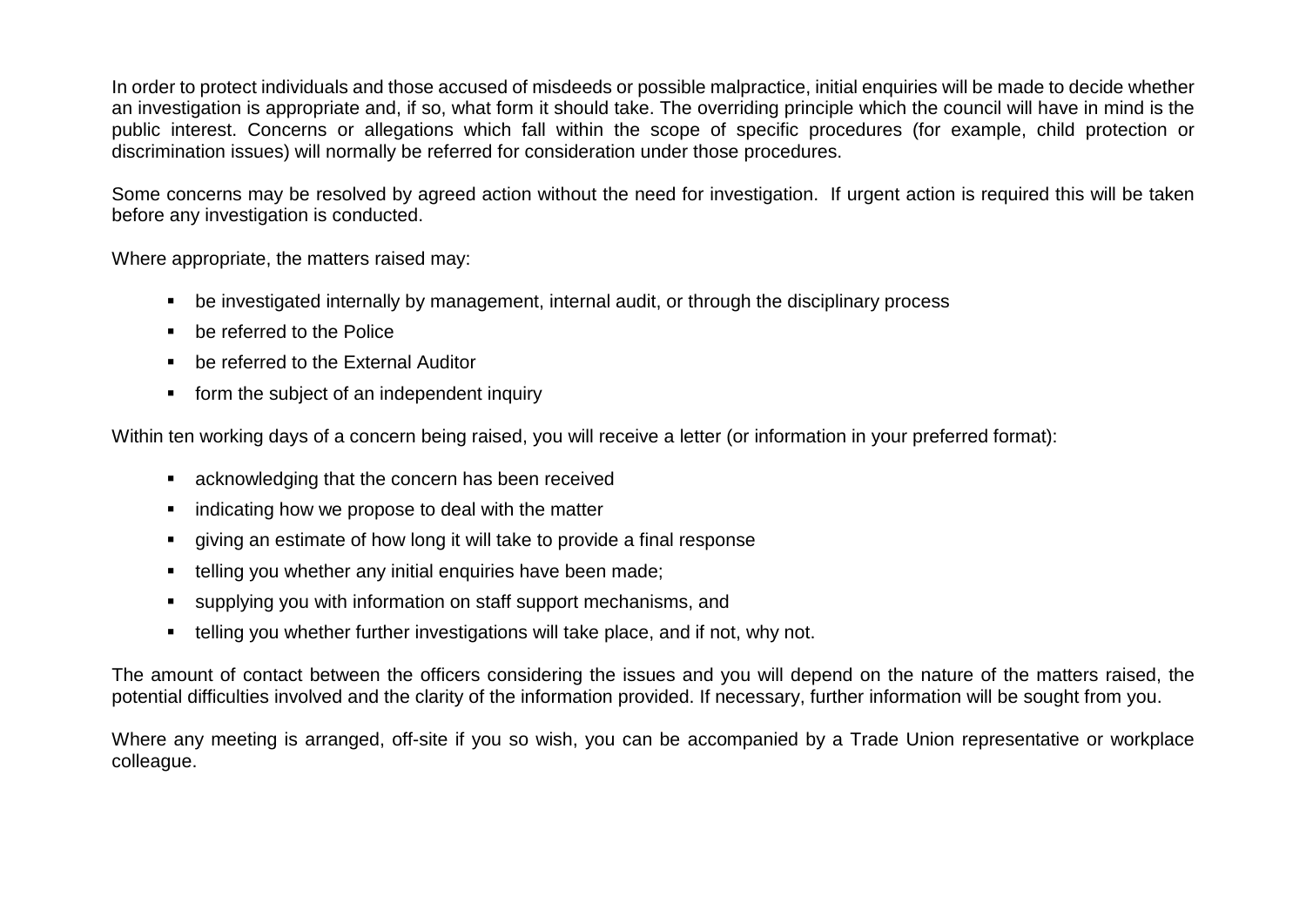In order to protect individuals and those accused of misdeeds or possible malpractice, initial enquiries will be made to decide whether an investigation is appropriate and, if so, what form it should take. The overriding principle which the council will have in mind is the public interest. Concerns or allegations which fall within the scope of specific procedures (for example, child protection or discrimination issues) will normally be referred for consideration under those procedures.

Some concerns may be resolved by agreed action without the need for investigation. If urgent action is required this will be taken before any investigation is conducted.

Where appropriate, the matters raised may:

- be investigated internally by management, internal audit, or through the disciplinary process
- be referred to the Police
- be referred to the External Auditor
- form the subject of an independent inquiry

Within ten working days of a concern being raised, you will receive a letter (or information in your preferred format):

- acknowledging that the concern has been received
- indicating how we propose to deal with the matter
- giving an estimate of how long it will take to provide a final response
- telling you whether any initial enquiries have been made;
- supplying you with information on staff support mechanisms, and
- telling you whether further investigations will take place, and if not, why not.

The amount of contact between the officers considering the issues and you will depend on the nature of the matters raised, the potential difficulties involved and the clarity of the information provided. If necessary, further information will be sought from you.

Where any meeting is arranged, off-site if you so wish, you can be accompanied by a Trade Union representative or workplace colleague.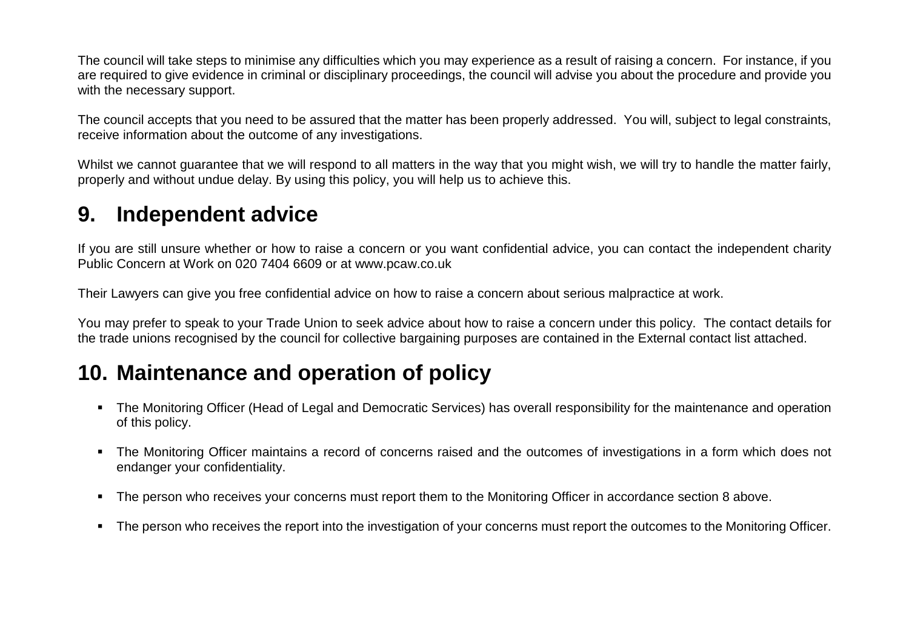The council will take steps to minimise any difficulties which you may experience as a result of raising a concern. For instance, if you are required to give evidence in criminal or disciplinary proceedings, the council will advise you about the procedure and provide you with the necessary support.

The council accepts that you need to be assured that the matter has been properly addressed. You will, subject to legal constraints, receive information about the outcome of any investigations.

Whilst we cannot guarantee that we will respond to all matters in the way that you might wish, we will try to handle the matter fairly, properly and without undue delay. By using this policy, you will help us to achieve this.

## 9. Independent advice

If you are still unsure whether or how to raise a concern or you want confidential advice, you can contact the independent charity Public Concern at Work on 020 7404 6609 or at www.pcaw.co.uk

Their Lawyers can give you free confidential advice on how to raise a concern about serious malpractice at work.

You may prefer to speak to your Trade Union to seek advice about how to raise a concern under this policy. The contact details for the trade unions recognised by the council for collective bargaining purposes are contained in the External contact list attached.

## 10. Maintenance and operation of policy

- The Monitoring Officer (Head of Legal and Democratic Services) has overall responsibility for the maintenance and operation of this policy.
- The Monitoring Officer maintains a record of concerns raised and the outcomes of investigations in a form which does not endanger your confidentiality.
- The person who receives your concerns must report them to the Monitoring Officer in accordance section 8 above.
- The person who receives the report into the investigation of your concerns must report the outcomes to the Monitoring Officer.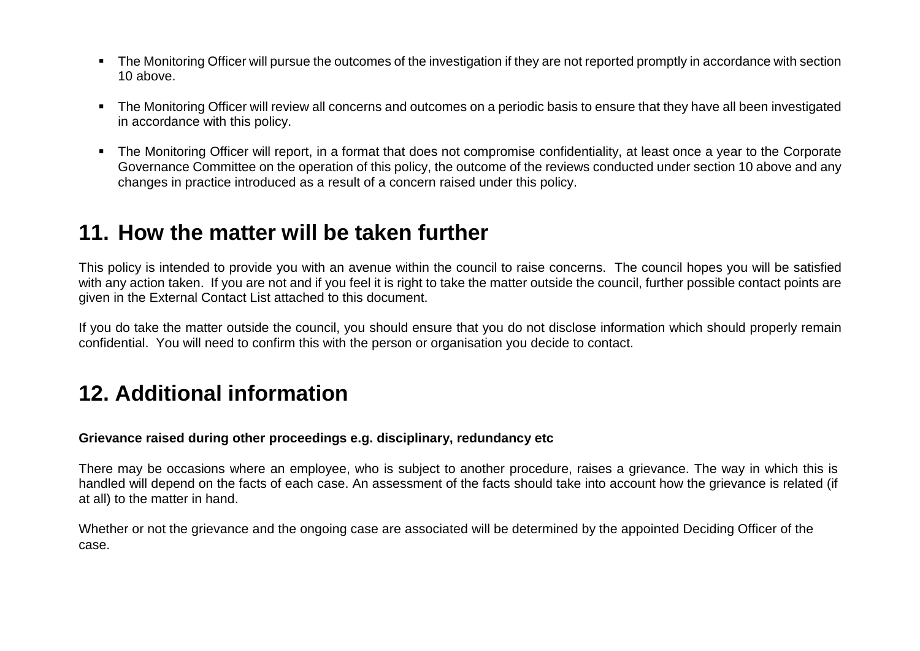- The Monitoring Officer will pursue the outcomes of the investigation if they are not reported promptly in accordance with section 10 above.
- The Monitoring Officer will review all concerns and outcomes on a periodic basis to ensure that they have all been investigated in accordance with this policy.
- The Monitoring Officer will report, in a format that does not compromise confidentiality, at least once a year to the Corporate Governance Committee on the operation of this policy, the outcome of the reviews conducted under section 10 above and any changes in practice introduced as a result of a concern raised under this policy.

## 11. How the matter will be taken further

This policy is intended to provide you with an avenue within the council to raise concerns. The council hopes you will be satisfied with any action taken. If you are not and if you feel it is right to take the matter outside the council, further possible contact points are given in the External Contact List attached to this document.

If you do take the matter outside the council, you should ensure that you do not disclose information which should properly remain confidential. You will need to confirm this with the person or organisation you decide to contact.

## 12. Additional information

**Grievance raised during other proceedings e.g. disciplinary, redundancy etc**

There may be occasions where an employee, who is subject to another procedure, raises a grievance. The way in which this is handled will depend on the facts of each case. An assessment of the facts should take into account how the grievance is related (if at all) to the matter in hand.

Whether or not the grievance and the ongoing case are associated will be determined by the appointed Deciding Officer of the case.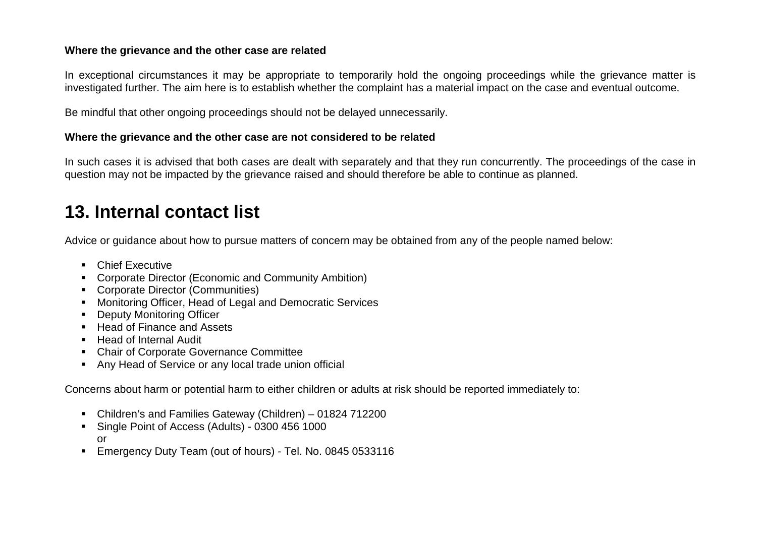**Where the grievance and the other case are related**

In exceptional circumstances it may be appropriate to temporarily hold the ongoing proceedings while the grievance matter is investigated further. The aim here is to establish whether the complaint has a material impact on the case and eventual outcome.

Be mindful that other ongoing proceedings should not be delayed unnecessarily.

**Where the grievance and the other case are not considered to be related**

In such cases it is advised that both cases are dealt with separately and that they run concurrently. The proceedings of the case in question may not be impacted by the grievance raised and should therefore be able to continue as planned.

# 13. Internal contact list

Advice or guidance about how to pursue matters of concern may be obtained from any of the people named below:

- Chief Executive
- Corporate Director (Economic and Community Ambition)
- Corporate Director (Communities)
- Monitoring Officer, Head of Legal and Democratic Services
- Deputy Monitoring Officer
- Head of Finance and Assets
- Head of Internal Audit
- Chair of Corporate Governance Committee
- Any Head of Service or any local trade union official

Concerns about harm or potential harm to either children or adults at risk should be reported immediately to:

- Children's and Families Gateway (Children) – 01824 712200
- Single Point of Access (Adults) - 0300 456 1000
  or
- Emergency Duty Team (out of hours) - Tel. No. 0845 0533116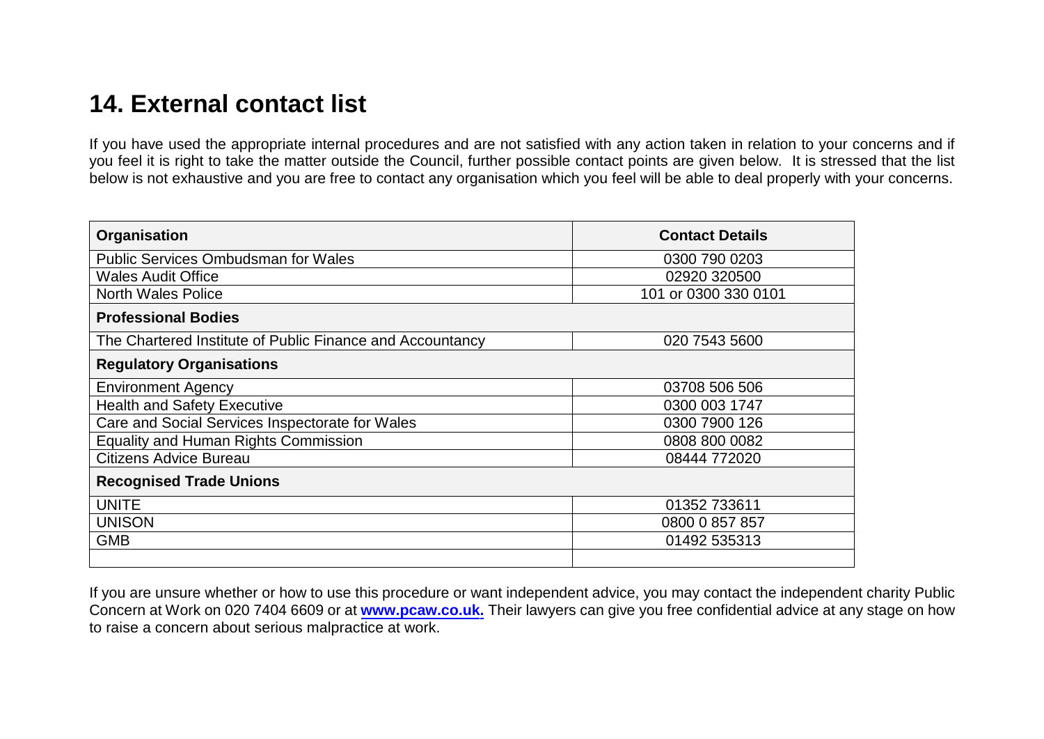## 14. External contact list

If you have used the appropriate internal procedures and are not satisfied with any action taken in relation to your concerns and if you feel it is right to take the matter outside the Council, further possible contact points are given below. It is stressed that the list below is not exhaustive and you are free to contact any organisation which you feel will be able to deal properly with your concerns.

| Organisation | Contact Details |
|---|---|
| Public Services Ombudsman for Wales | 0300 790 0203 |
| Wales Audit Office | 02920 320500 |
| North Wales Police | 101 or 0300 330 0101 |
| **Professional Bodies** | |
| The Chartered Institute of Public Finance and Accountancy | 020 7543 5600 |
| **Regulatory Organisations** | |
| Environment Agency | 03708 506 506 |
| Health and Safety Executive | 0300 003 1747 |
| Care and Social Services Inspectorate for Wales | 0300 7900 126 |
| Equality and Human Rights Commission | 0808 800 0082 |
| Citizens Advice Bureau | 08444 772020 |
| **Recognised Trade Unions** | |
| UNITE | 01352 733611 |
| UNISON | 0800 0 857 857 |
| GMB | 01492 535313 |
| | |

If you are unsure whether or how to use this procedure or want independent advice, you may contact the independent charity Public Concern at Work on 020 7404 6609 or at **www.pcaw.co.uk.** Their lawyers can give you free confidential advice at any stage on how to raise a concern about serious malpractice at work.